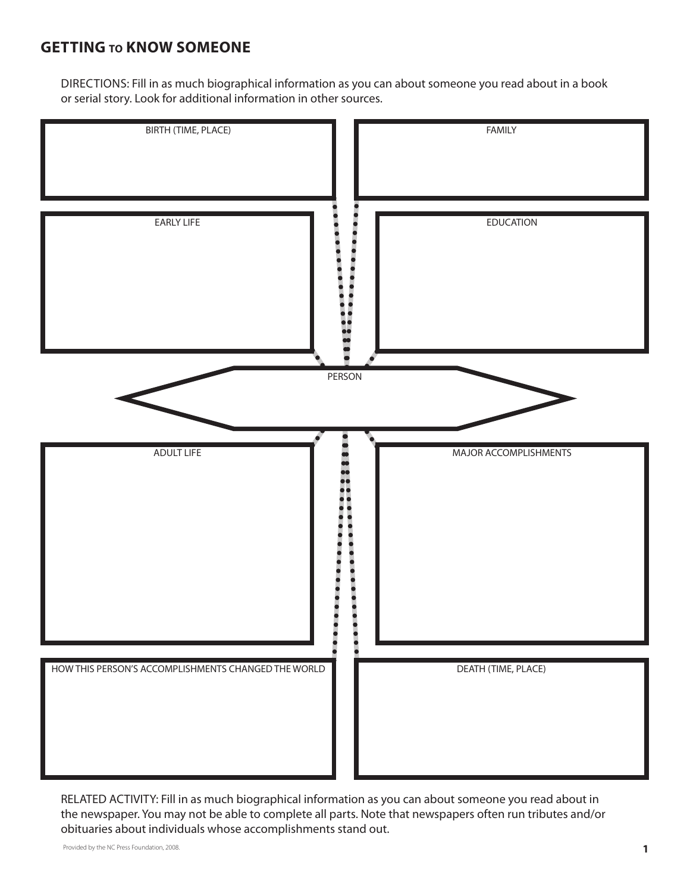# GETTING TO KNOW SOMEONE

DIRECTIONS: Fill in as much biographical information as you can about someone you read about in a book or serial story. Look for additional information in other sources.

BIRTH (TIME, PLACE)

FAMILY

EARLY LIFE

EDUCATION

PERSON

ADULT LIFE

MAJOR ACCOMPLISHMENTS

HOW THIS PERSON'S ACCOMPLISHMENTS CHANGED THE WORLD

DEATH (TIME, PLACE)

RELATED ACTIVITY: Fill in as much biographical information as you can about someone you read about in the newspaper. You may not be able to complete all parts. Note that newspapers often run tributes and/or obituaries about individuals whose accomplishments stand out.

Provided by the NC Press Foundation, 2008.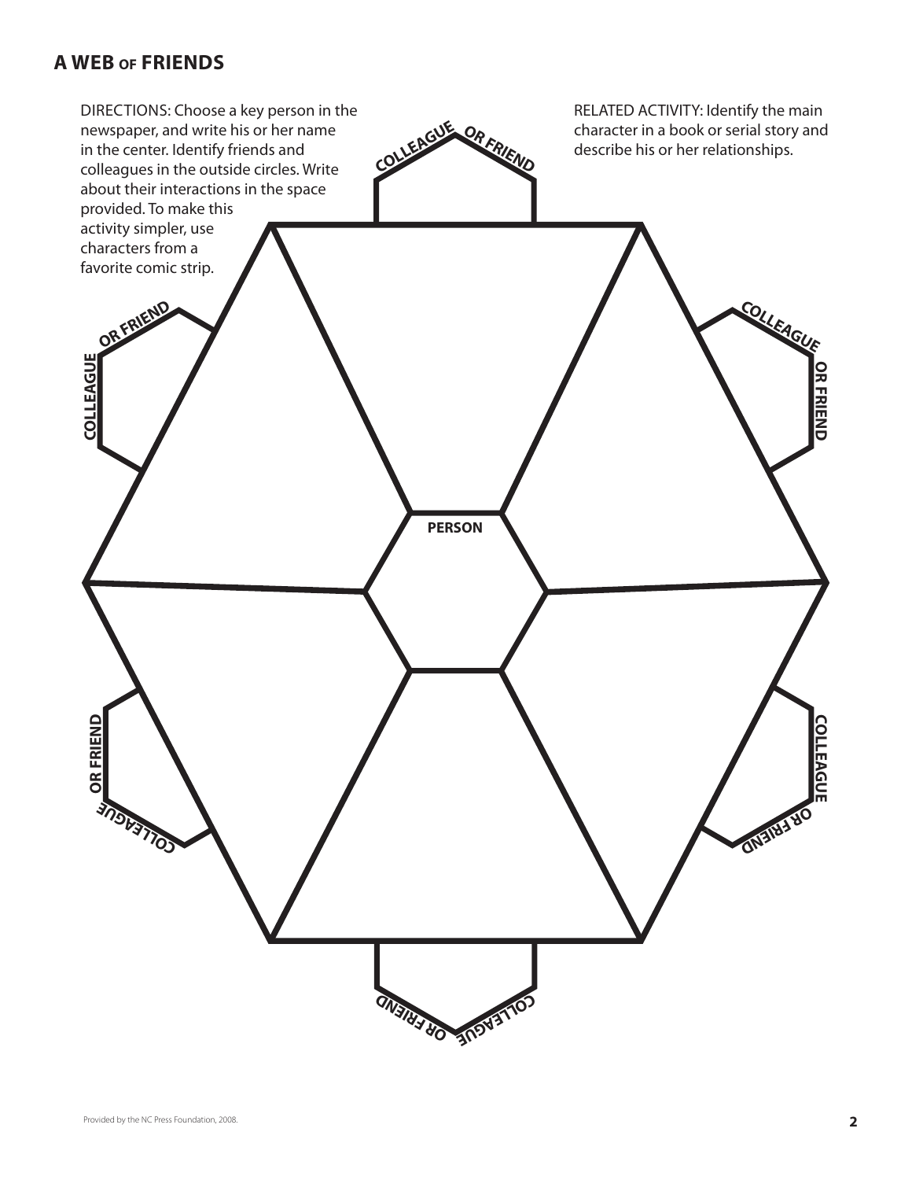## A WEB OF FRIENDS

DIRECTIONS: Choose a key person in the newspaper, and write his or her name in the center. Identify friends and colleagues in the outside circles. Write about their interactions in the space provided. To make this activity simpler, use characters from a favorite comic strip.

RELATED ACTIVITY: Identify the main character in a book or serial story and describe his or her relationships.

COLLEAGUE OR FRIEND

COLLEAGUE OR FRIEND

COLLEAGUE OR FRIEND

PERSON

COLLEAGUE OR FRIEND

COLLEAGUE OR FRIEND

COLLEAGUE OR FRIEND

Provided by the NC Press Foundation, 2008.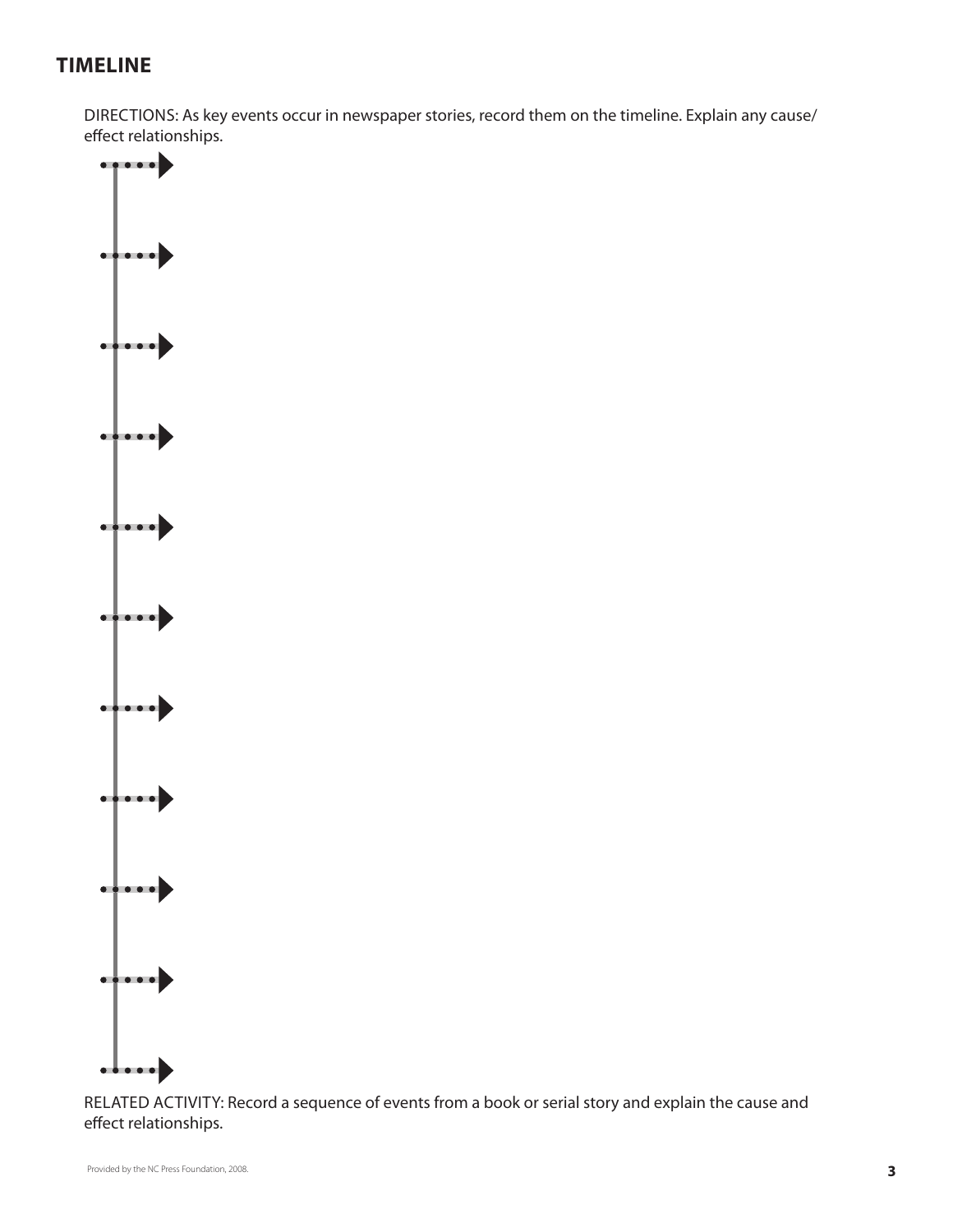## TIMELINE

DIRECTIONS: As key events occur in newspaper stories, record them on the timeline. Explain any cause/effect relationships.

RELATED ACTIVITY: Record a sequence of events from a book or serial story and explain the cause and effect relationships.

Provided by the NC Press Foundation, 2008.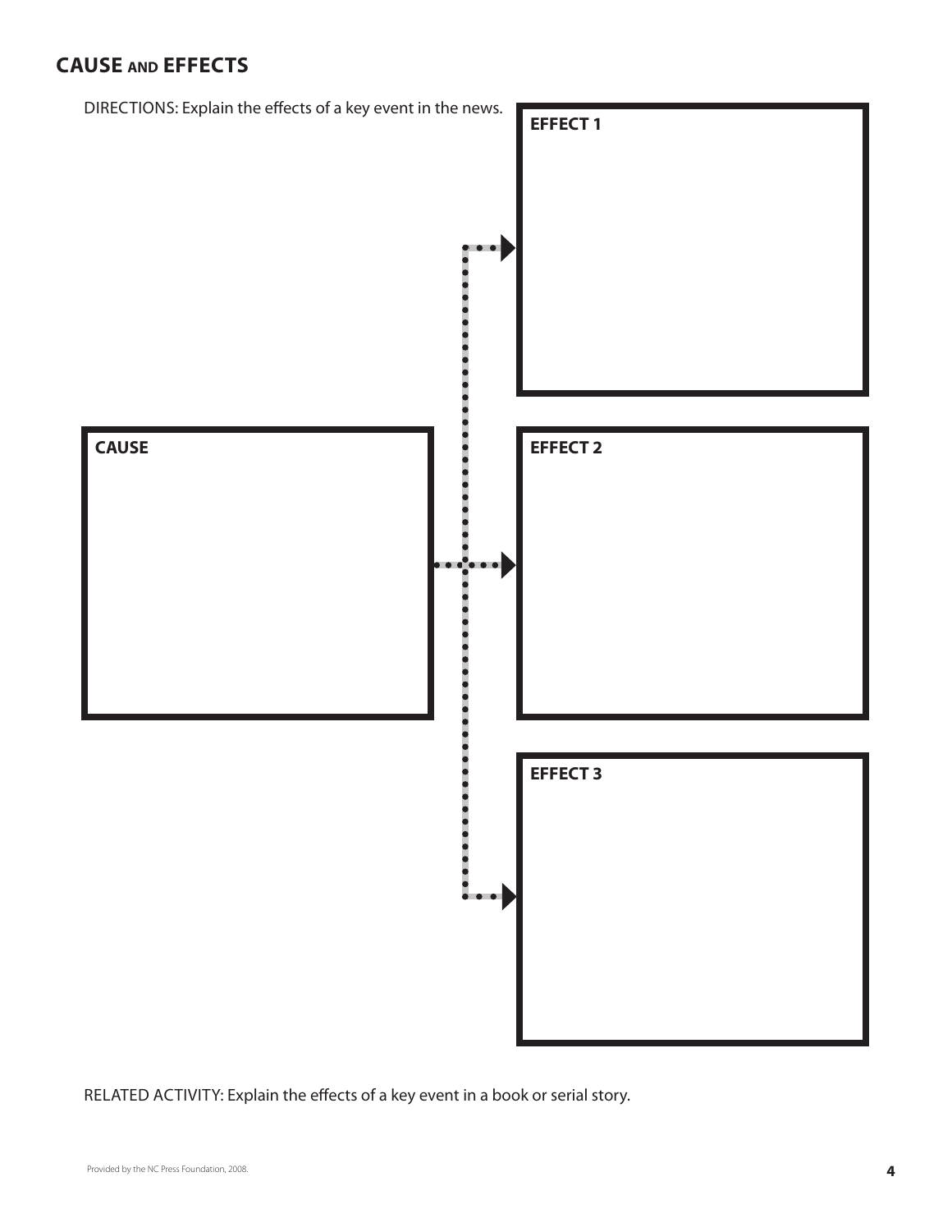## CAUSE AND EFFECTS

DIRECTIONS: Explain the effects of a key event in the news.

**EFFECT 1**

**CAUSE**

**EFFECT 2**

**EFFECT 3**

RELATED ACTIVITY: Explain the effects of a key event in a book or serial story.

Provided by the NC Press Foundation, 2008.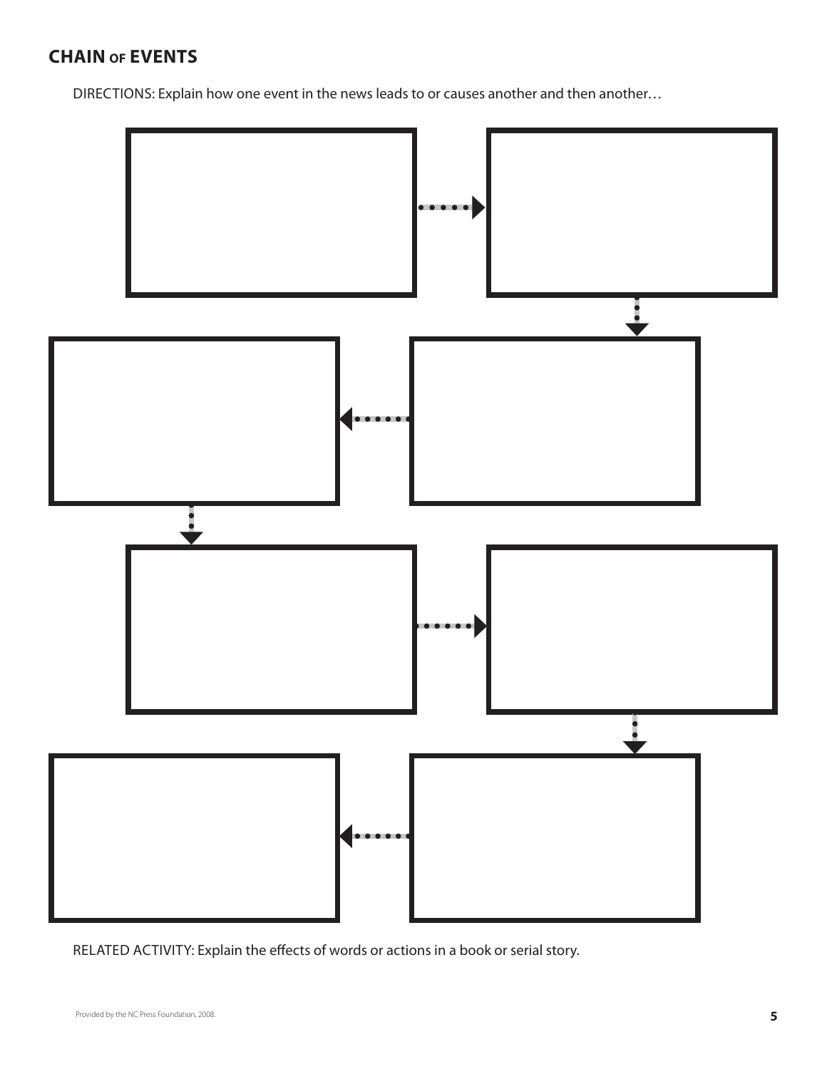## CHAIN OF EVENTS

DIRECTIONS: Explain how one event in the news leads to or causes another and then another…

RELATED ACTIVITY: Explain the effects of words or actions in a book or serial story.

Provided by the NC Press Foundation, 2008.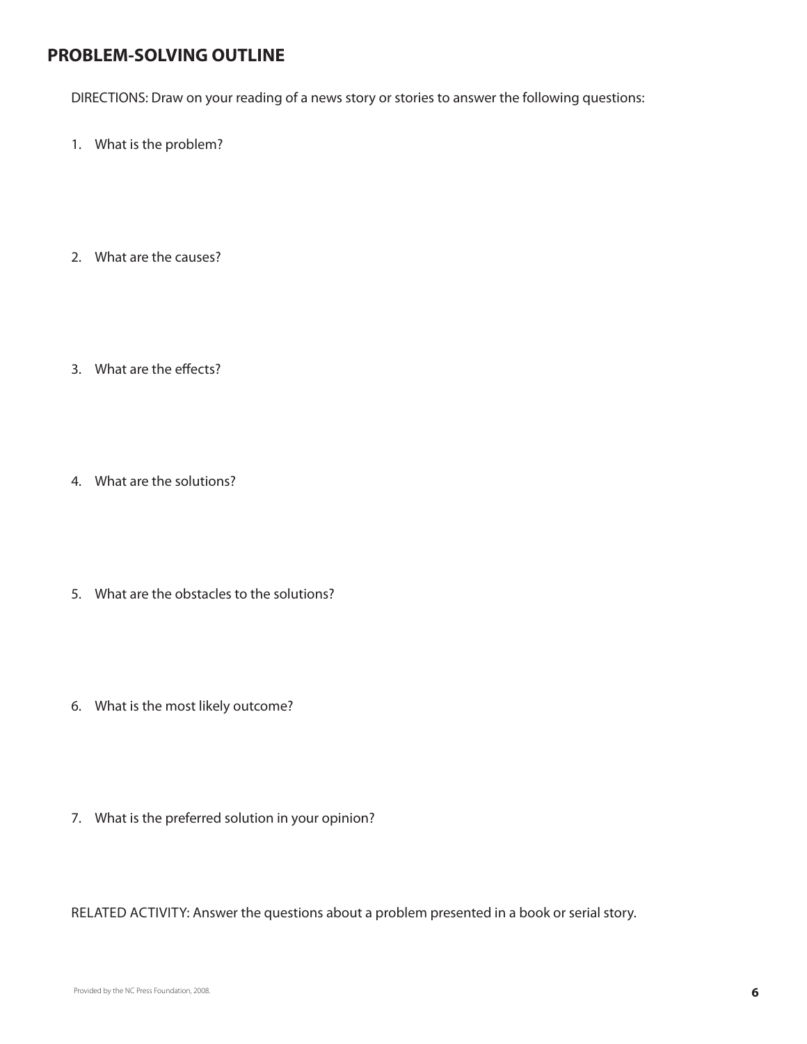## PROBLEM-SOLVING OUTLINE

DIRECTIONS: Draw on your reading of a news story or stories to answer the following questions:

1. What is the problem?

2. What are the causes?

3. What are the effects?

4. What are the solutions?

5. What are the obstacles to the solutions?

6. What is the most likely outcome?

7. What is the preferred solution in your opinion?

RELATED ACTIVITY: Answer the questions about a problem presented in a book or serial story.

Provided by the NC Press Foundation, 2008.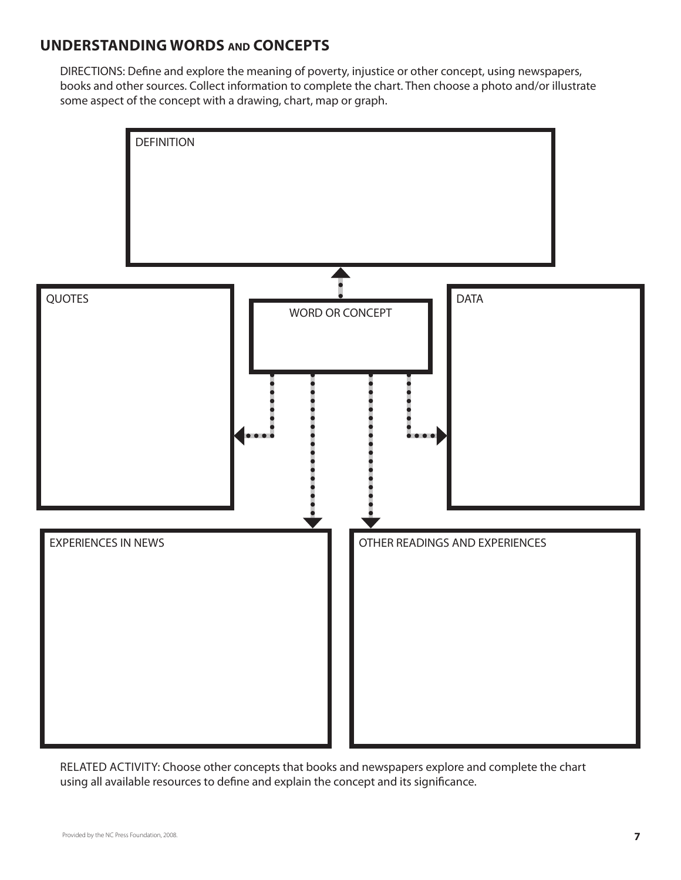## UNDERSTANDING WORDS AND CONCEPTS

DIRECTIONS: Define and explore the meaning of poverty, injustice or other concept, using newspapers, books and other sources. Collect information to complete the chart. Then choose a photo and/or illustrate some aspect of the concept with a drawing, chart, map or graph.

DEFINITION

QUOTES

WORD OR CONCEPT

DATA

EXPERIENCES IN NEWS

OTHER READINGS AND EXPERIENCES

RELATED ACTIVITY: Choose other concepts that books and newspapers explore and complete the chart using all available resources to define and explain the concept and its significance.

Provided by the NC Press Foundation, 2008.